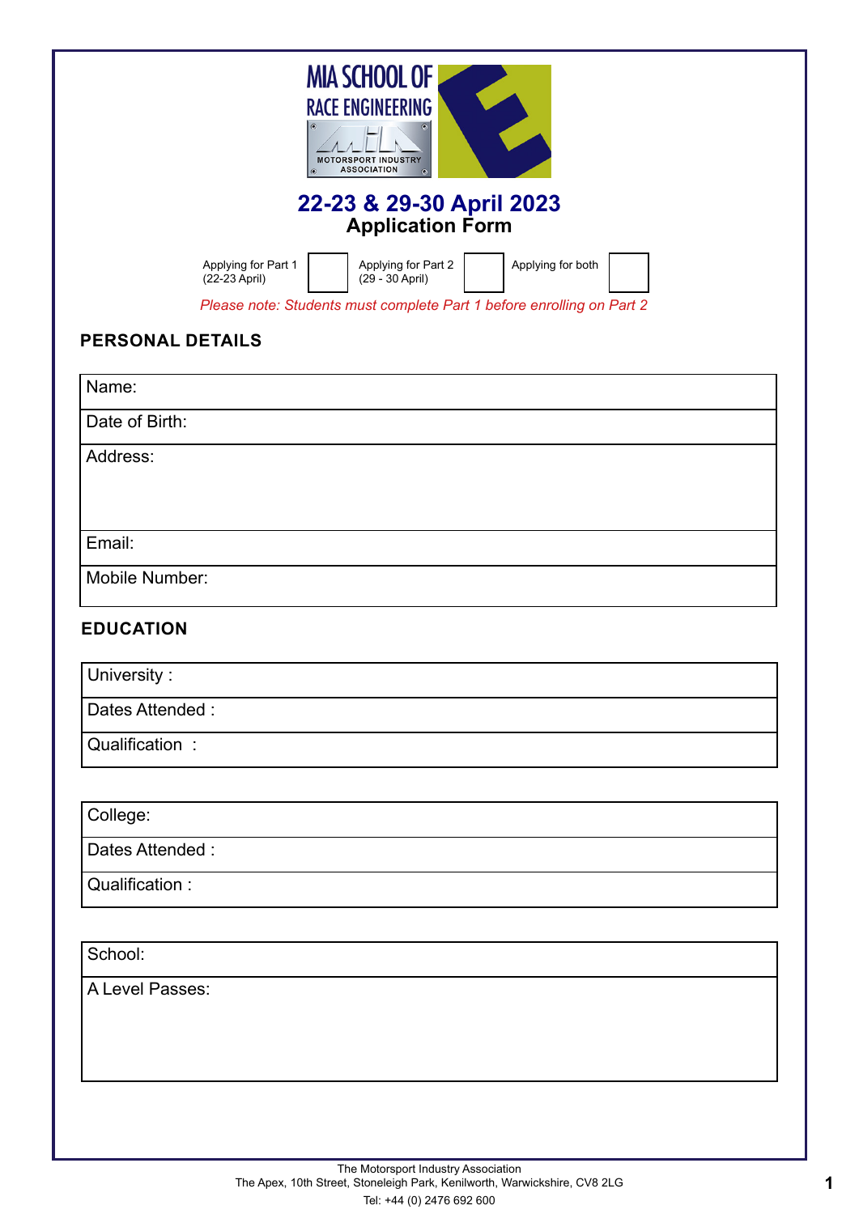MIA SCHOOL OF RACE ENGINEERING

MOTORSPORT INDUSTRY ASSOCIATION

# 22-23 & 29-30 April 2023

## Application Form

| Applying for Part 1 (22-23 April) | | Applying for Part 2 (29 - 30 April) | | Applying for both | |
|---|---|---|---|---|---|

*Please note: Students must complete Part 1 before enrolling on Part 2*

### PERSONAL DETAILS

| Name: |
|---|
| Date of Birth: |
| Address: |
| Email: |
| Mobile Number: |

### EDUCATION

| University : |
|---|
| Dates Attended : |
| Qualification : |

| College: |
|---|
| Dates Attended : |
| Qualification : |

| School: |
|---|
| A Level Passes: |

The Motorsport Industry Association
The Apex, 10th Street, Stoneleigh Park, Kenilworth, Warwickshire, CV8 2LG
Tel: +44 (0) 2476 692 600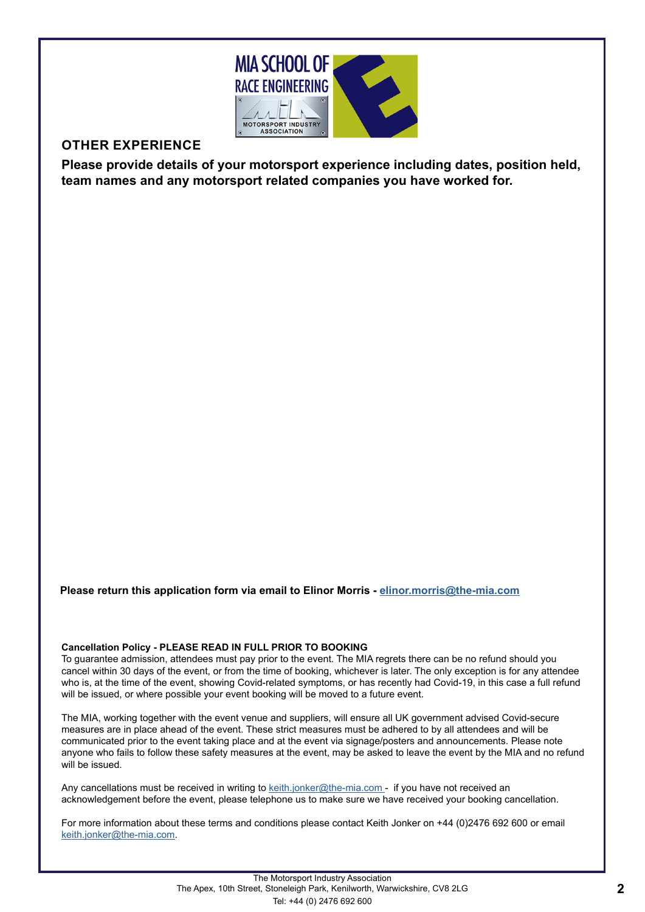MIA SCHOOL OF RACE ENGINEERING

MOTORSPORT INDUSTRY ASSOCIATION

## OTHER EXPERIENCE

**Please provide details of your motorsport experience including dates, position held, team names and any motorsport related companies you have worked for.**

**Please return this application form via email to Elinor Morris - elinor.morris@the-mia.com**

**Cancellation Policy - PLEASE READ IN FULL PRIOR TO BOOKING**

To guarantee admission, attendees must pay prior to the event. The MIA regrets there can be no refund should you cancel within 30 days of the event, or from the time of booking, whichever is later. The only exception is for any attendee who is, at the time of the event, showing Covid-related symptoms, or has recently had Covid-19, in this case a full refund will be issued, or where possible your event booking will be moved to a future event.

The MIA, working together with the event venue and suppliers, will ensure all UK government advised Covid-secure measures are in place ahead of the event. These strict measures must be adhered to by all attendees and will be communicated prior to the event taking place and at the event via signage/posters and announcements. Please note anyone who fails to follow these safety measures at the event, may be asked to leave the event by the MIA and no refund will be issued.

Any cancellations must be received in writing to keith.jonker@the-mia.com - if you have not received an acknowledgement before the event, please telephone us to make sure we have received your booking cancellation.

For more information about these terms and conditions please contact Keith Jonker on +44 (0)2476 692 600 or email keith.jonker@the-mia.com.

The Motorsport Industry Association
The Apex, 10th Street, Stoneleigh Park, Kenilworth, Warwickshire, CV8 2LG
Tel: +44 (0) 2476 692 600